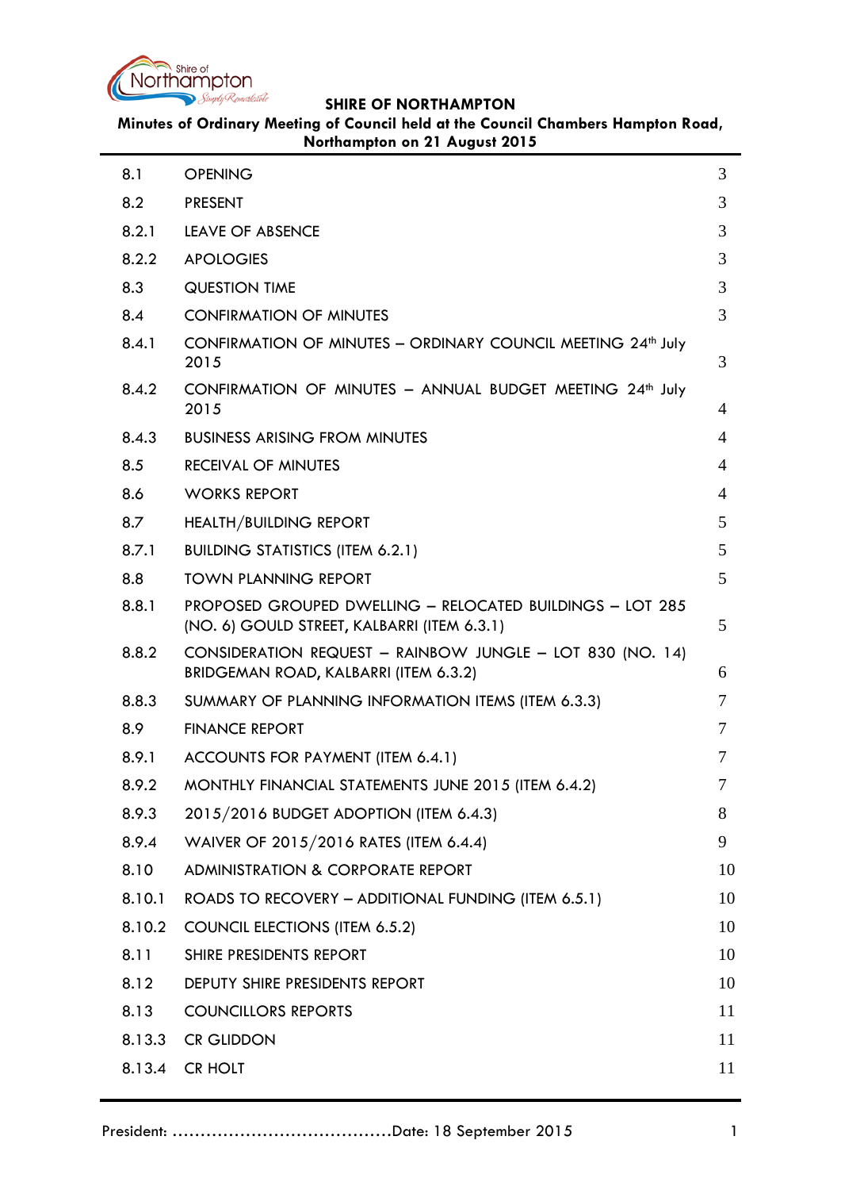**SHIRE OF NORTHAMPTON**

**Minutes of Ordinary Meeting of Council held at the Council Chambers Hampton Road, Northampton on 21 August 2015**

| | | |
|---|---|---|
| 8.1 | OPENING | 3 |
| 8.2 | PRESENT | 3 |
| 8.2.1 | LEAVE OF ABSENCE | 3 |
| 8.2.2 | APOLOGIES | 3 |
| 8.3 | QUESTION TIME | 3 |
| 8.4 | CONFIRMATION OF MINUTES | 3 |
| 8.4.1 | CONFIRMATION OF MINUTES – ORDINARY COUNCIL MEETING 24th July 2015 | 3 |
| 8.4.2 | CONFIRMATION OF MINUTES – ANNUAL BUDGET MEETING 24th July 2015 | 4 |
| 8.4.3 | BUSINESS ARISING FROM MINUTES | 4 |
| 8.5 | RECEIVAL OF MINUTES | 4 |
| 8.6 | WORKS REPORT | 4 |
| 8.7 | HEALTH/BUILDING REPORT | 5 |
| 8.7.1 | BUILDING STATISTICS (ITEM 6.2.1) | 5 |
| 8.8 | TOWN PLANNING REPORT | 5 |
| 8.8.1 | PROPOSED GROUPED DWELLING – RELOCATED BUILDINGS – LOT 285 (NO. 6) GOULD STREET, KALBARRI (ITEM 6.3.1) | 5 |
| 8.8.2 | CONSIDERATION REQUEST – RAINBOW JUNGLE – LOT 830 (NO. 14) BRIDGEMAN ROAD, KALBARRI (ITEM 6.3.2) | 6 |
| 8.8.3 | SUMMARY OF PLANNING INFORMATION ITEMS (ITEM 6.3.3) | 7 |
| 8.9 | FINANCE REPORT | 7 |
| 8.9.1 | ACCOUNTS FOR PAYMENT (ITEM 6.4.1) | 7 |
| 8.9.2 | MONTHLY FINANCIAL STATEMENTS JUNE 2015 (ITEM 6.4.2) | 7 |
| 8.9.3 | 2015/2016 BUDGET ADOPTION (ITEM 6.4.3) | 8 |
| 8.9.4 | WAIVER OF 2015/2016 RATES (ITEM 6.4.4) | 9 |
| 8.10 | ADMINISTRATION & CORPORATE REPORT | 10 |
| 8.10.1 | ROADS TO RECOVERY – ADDITIONAL FUNDING (ITEM 6.5.1) | 10 |
| 8.10.2 | COUNCIL ELECTIONS (ITEM 6.5.2) | 10 |
| 8.11 | SHIRE PRESIDENTS REPORT | 10 |
| 8.12 | DEPUTY SHIRE PRESIDENTS REPORT | 10 |
| 8.13 | COUNCILLORS REPORTS | 11 |
| 8.13.3 | CR GLIDDON | 11 |
| 8.13.4 | CR HOLT | 11 |

President: ……………………………….Date: 18 September 2015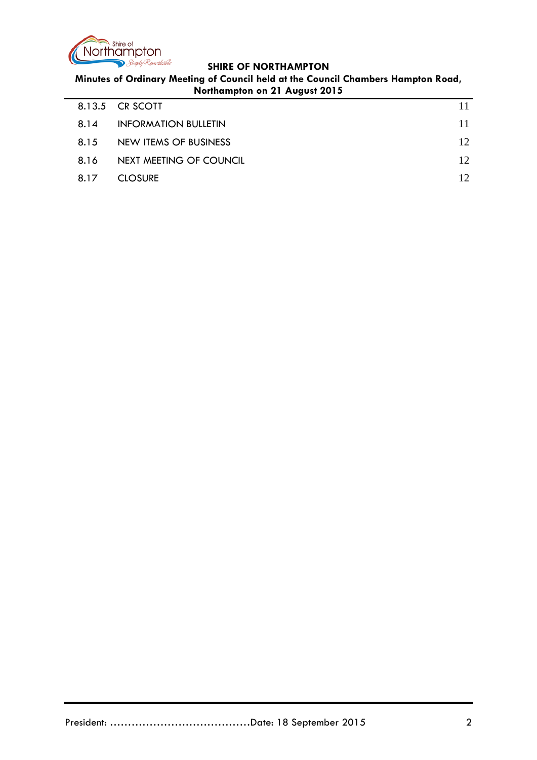| | | |
|---|---|---|
| 8.13.5 | CR SCOTT | 11 |
| 8.14 | INFORMATION BULLETIN | 11 |
| 8.15 | NEW ITEMS OF BUSINESS | 12 |
| 8.16 | NEXT MEETING OF COUNCIL | 12 |
| 8.17 | CLOSURE | 12 |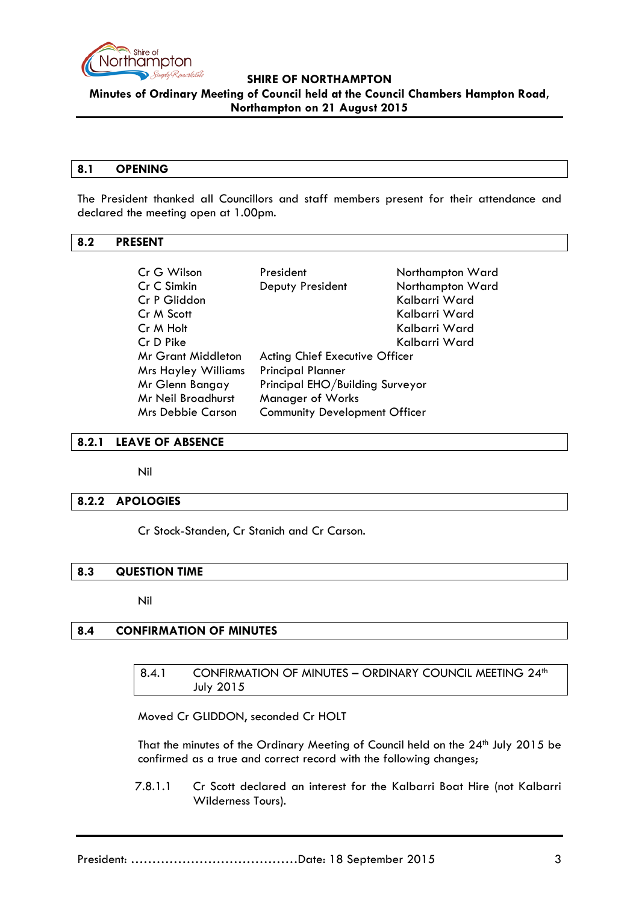## 8.1 OPENING

The President thanked all Councillors and staff members present for their attendance and declared the meeting open at 1.00pm.

## 8.2 PRESENT

| | | |
|---|---|---|
| Cr G Wilson | President | Northampton Ward |
| Cr C Simkin | Deputy President | Northampton Ward |
| Cr P Gliddon | | Kalbarri Ward |
| Cr M Scott | | Kalbarri Ward |
| Cr M Holt | | Kalbarri Ward |
| Cr D Pike | | Kalbarri Ward |
| Mr Grant Middleton | Acting Chief Executive Officer | |
| Mrs Hayley Williams | Principal Planner | |
| Mr Glenn Bangay | Principal EHO/Building Surveyor | |
| Mr Neil Broadhurst | Manager of Works | |
| Mrs Debbie Carson | Community Development Officer | |

## 8.2.1 LEAVE OF ABSENCE

Nil

## 8.2.2 APOLOGIES

Cr Stock-Standen, Cr Stanich and Cr Carson.

## 8.3 QUESTION TIME

Nil

## 8.4 CONFIRMATION OF MINUTES

### 8.4.1 CONFIRMATION OF MINUTES – ORDINARY COUNCIL MEETING 24th July 2015

Moved Cr GLIDDON, seconded Cr HOLT

That the minutes of the Ordinary Meeting of Council held on the 24th July 2015 be confirmed as a true and correct record with the following changes;

7.8.1.1 Cr Scott declared an interest for the Kalbarri Boat Hire (not Kalbarri Wilderness Tours).

President: ......................................Date: 18 September 2015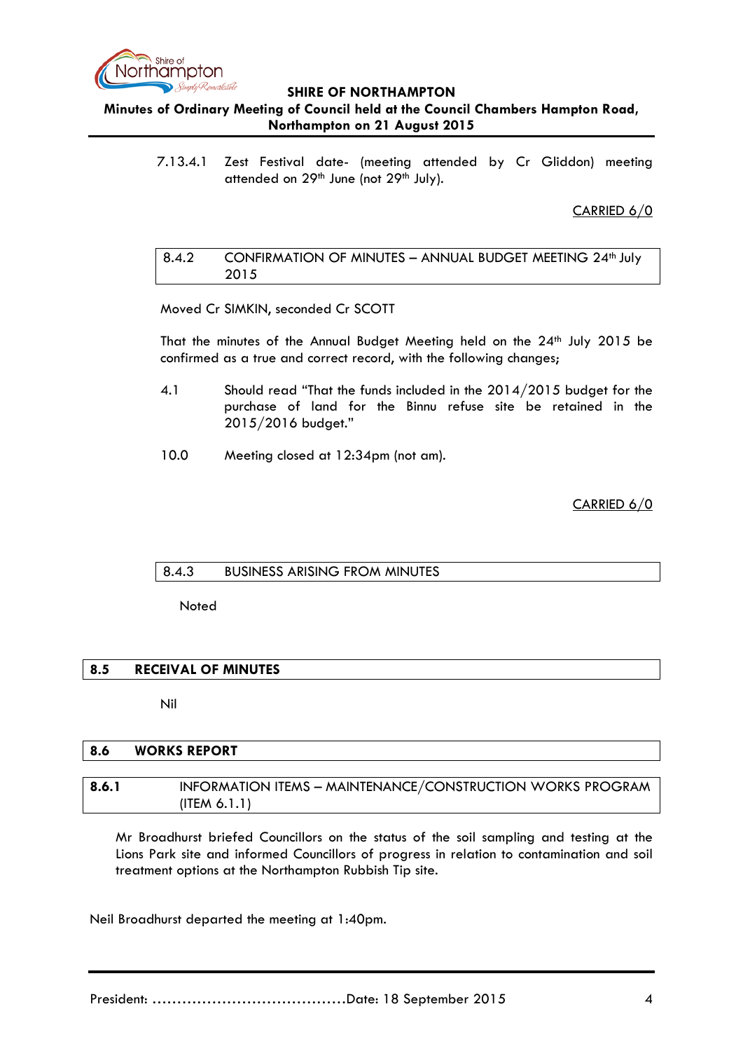7.13.4.1 Zest Festival date- (meeting attended by Cr Gliddon) meeting attended on 29th June (not 29th July).

CARRIED 6/0

### 8.4.2 CONFIRMATION OF MINUTES – ANNUAL BUDGET MEETING 24th July 2015

Moved Cr SIMKIN, seconded Cr SCOTT

That the minutes of the Annual Budget Meeting held on the 24th July 2015 be confirmed as a true and correct record, with the following changes;

4.1 Should read "That the funds included in the 2014/2015 budget for the purchase of land for the Binnu refuse site be retained in the 2015/2016 budget."

10.0 Meeting closed at 12:34pm (not am).

CARRIED 6/0

### 8.4.3 BUSINESS ARISING FROM MINUTES

Noted

## 8.5 RECEIVAL OF MINUTES

Nil

## 8.6 WORKS REPORT

### 8.6.1 INFORMATION ITEMS – MAINTENANCE/CONSTRUCTION WORKS PROGRAM (ITEM 6.1.1)

Mr Broadhurst briefed Councillors on the status of the soil sampling and testing at the Lions Park site and informed Councillors of progress in relation to contamination and soil treatment options at the Northampton Rubbish Tip site.

Neil Broadhurst departed the meeting at 1:40pm.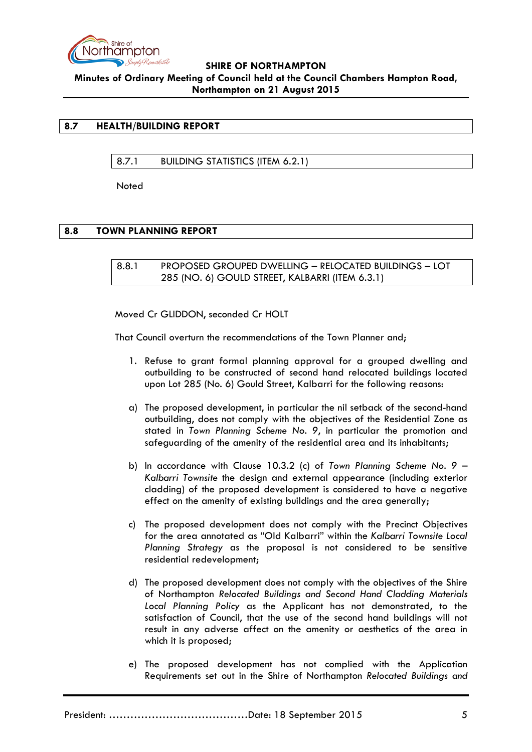## 8.7 HEALTH/BUILDING REPORT

### 8.7.1 BUILDING STATISTICS (ITEM 6.2.1)

Noted

## 8.8 TOWN PLANNING REPORT

### 8.8.1 PROPOSED GROUPED DWELLING – RELOCATED BUILDINGS – LOT 285 (NO. 6) GOULD STREET, KALBARRI (ITEM 6.3.1)

Moved Cr GLIDDON, seconded Cr HOLT

That Council overturn the recommendations of the Town Planner and;

1. Refuse to grant formal planning approval for a grouped dwelling and outbuilding to be constructed of second hand relocated buildings located upon Lot 285 (No. 6) Gould Street, Kalbarri for the following reasons:

a) The proposed development, in particular the nil setback of the second-hand outbuilding, does not comply with the objectives of the Residential Zone as stated in *Town Planning Scheme No. 9*, in particular the promotion and safeguarding of the amenity of the residential area and its inhabitants;

b) In accordance with Clause 10.3.2 (c) of *Town Planning Scheme No. 9 – Kalbarri Townsite* the design and external appearance (including exterior cladding) of the proposed development is considered to have a negative effect on the amenity of existing buildings and the area generally;

c) The proposed development does not comply with the Precinct Objectives for the area annotated as "Old Kalbarri" within the *Kalbarri Townsite Local Planning Strategy* as the proposal is not considered to be sensitive residential redevelopment;

d) The proposed development does not comply with the objectives of the Shire of Northampton *Relocated Buildings and Second Hand Cladding Materials Local Planning Policy* as the Applicant has not demonstrated, to the satisfaction of Council, that the use of the second hand buildings will not result in any adverse affect on the amenity or aesthetics of the area in which it is proposed;

e) The proposed development has not complied with the Application Requirements set out in the Shire of Northampton *Relocated Buildings and*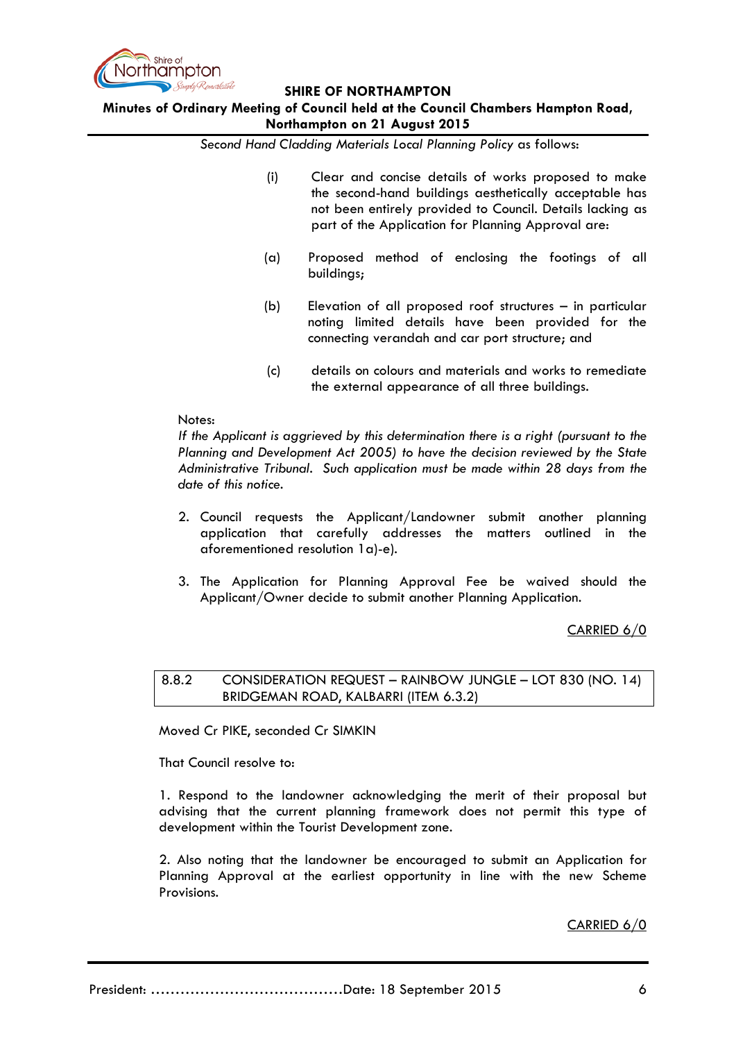*Second Hand Cladding Materials Local Planning Policy* as follows:

(i) Clear and concise details of works proposed to make the second-hand buildings aesthetically acceptable has not been entirely provided to Council. Details lacking as part of the Application for Planning Approval are:

(a) Proposed method of enclosing the footings of all buildings;

(b) Elevation of all proposed roof structures – in particular noting limited details have been provided for the connecting verandah and car port structure; and

(c) details on colours and materials and works to remediate the external appearance of all three buildings.

Notes:
*If the Applicant is aggrieved by this determination there is a right (pursuant to the Planning and Development Act 2005) to have the decision reviewed by the State Administrative Tribunal. Such application must be made within 28 days from the date of this notice.*

2. Council requests the Applicant/Landowner submit another planning application that carefully addresses the matters outlined in the aforementioned resolution 1a)-e).

3. The Application for Planning Approval Fee be waived should the Applicant/Owner decide to submit another Planning Application.

<u>CARRIED 6/0</u>

## 8.8.2 CONSIDERATION REQUEST – RAINBOW JUNGLE – LOT 830 (NO. 14) BRIDGEMAN ROAD, KALBARRI (ITEM 6.3.2)

Moved Cr PIKE, seconded Cr SIMKIN

That Council resolve to:

1. Respond to the landowner acknowledging the merit of their proposal but advising that the current planning framework does not permit this type of development within the Tourist Development zone.

2. Also noting that the landowner be encouraged to submit an Application for Planning Approval at the earliest opportunity in line with the new Scheme Provisions.

<u>CARRIED 6/0</u>

President: ……………………………………Date: 18 September 2015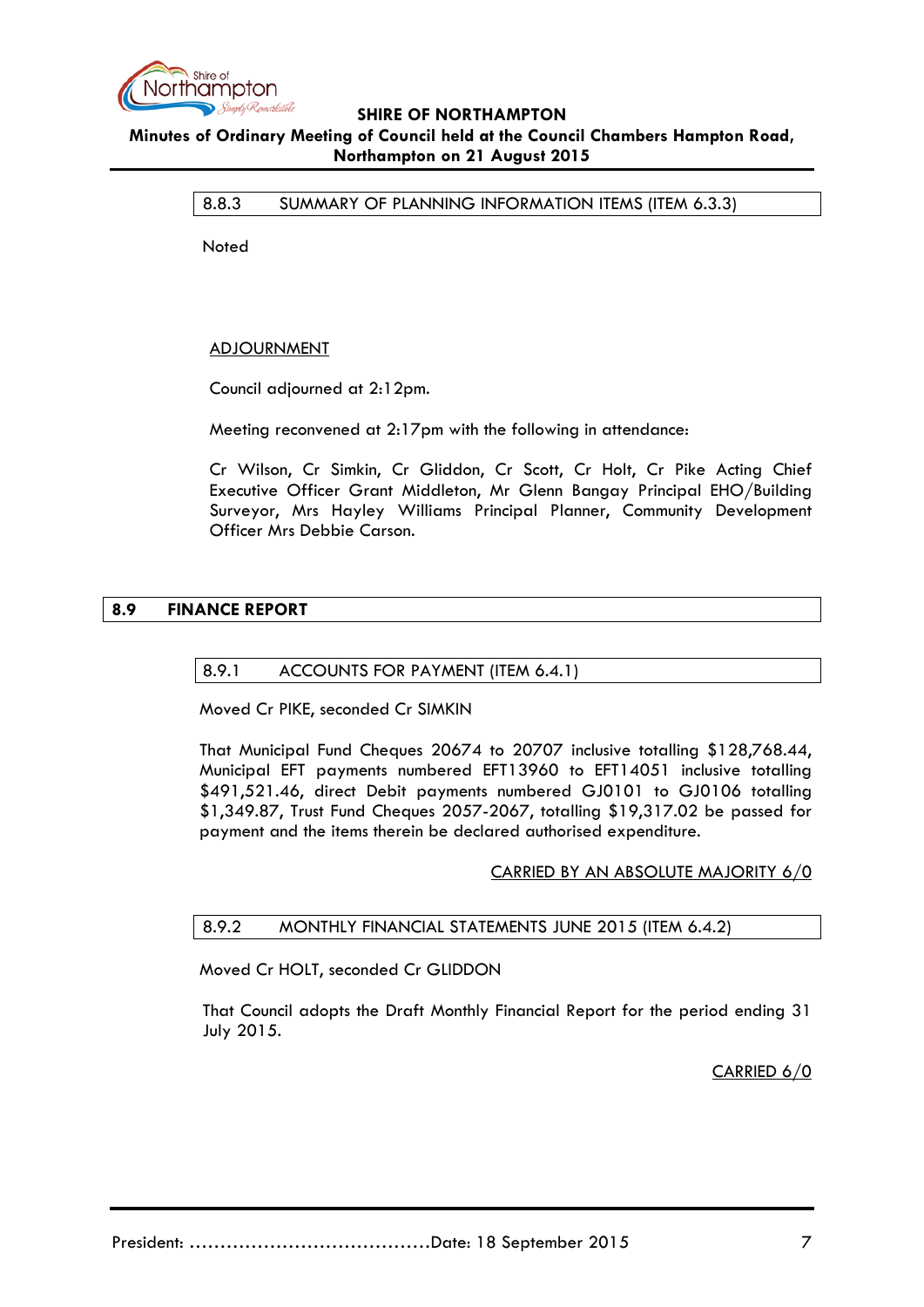8.8.3 SUMMARY OF PLANNING INFORMATION ITEMS (ITEM 6.3.3)

Noted

ADJOURNMENT

Council adjourned at 2:12pm.

Meeting reconvened at 2:17pm with the following in attendance:

Cr Wilson, Cr Simkin, Cr Gliddon, Cr Scott, Cr Holt, Cr Pike Acting Chief Executive Officer Grant Middleton, Mr Glenn Bangay Principal EHO/Building Surveyor, Mrs Hayley Williams Principal Planner, Community Development Officer Mrs Debbie Carson.

## 8.9 FINANCE REPORT

### 8.9.1 ACCOUNTS FOR PAYMENT (ITEM 6.4.1)

Moved Cr PIKE, seconded Cr SIMKIN

That Municipal Fund Cheques 20674 to 20707 inclusive totalling $128,768.44, Municipal EFT payments numbered EFT13960 to EFT14051 inclusive totalling $491,521.46, direct Debit payments numbered GJ0101 to GJ0106 totalling $1,349.87, Trust Fund Cheques 2057-2067, totalling $19,317.02 be passed for payment and the items therein be declared authorised expenditure.

CARRIED BY AN ABSOLUTE MAJORITY 6/0

### 8.9.2 MONTHLY FINANCIAL STATEMENTS JUNE 2015 (ITEM 6.4.2)

Moved Cr HOLT, seconded Cr GLIDDON

That Council adopts the Draft Monthly Financial Report for the period ending 31 July 2015.

CARRIED 6/0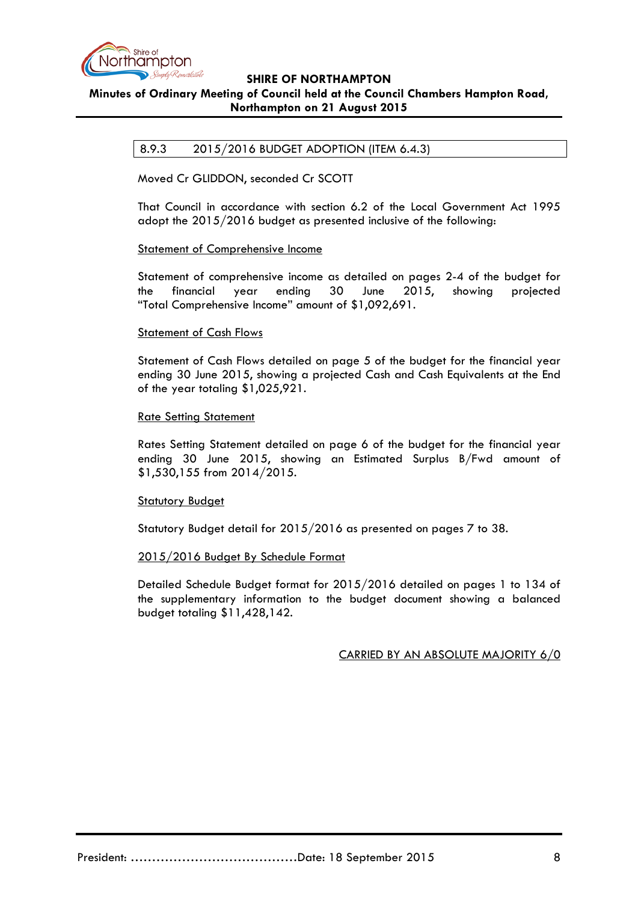### 8.9.3 2015/2016 BUDGET ADOPTION (ITEM 6.4.3)

Moved Cr GLIDDON, seconded Cr SCOTT

That Council in accordance with section 6.2 of the Local Government Act 1995 adopt the 2015/2016 budget as presented inclusive of the following:

Statement of Comprehensive Income

Statement of comprehensive income as detailed on pages 2-4 of the budget for the financial year ending 30 June 2015, showing projected "Total Comprehensive Income" amount of $1,092,691.

Statement of Cash Flows

Statement of Cash Flows detailed on page 5 of the budget for the financial year ending 30 June 2015, showing a projected Cash and Cash Equivalents at the End of the year totaling $1,025,921.

Rate Setting Statement

Rates Setting Statement detailed on page 6 of the budget for the financial year ending 30 June 2015, showing an Estimated Surplus B/Fwd amount of $1,530,155 from 2014/2015.

Statutory Budget

Statutory Budget detail for 2015/2016 as presented on pages 7 to 38.

2015/2016 Budget By Schedule Format

Detailed Schedule Budget format for 2015/2016 detailed on pages 1 to 134 of the supplementary information to the budget document showing a balanced budget totaling $11,428,142.

CARRIED BY AN ABSOLUTE MAJORITY 6/0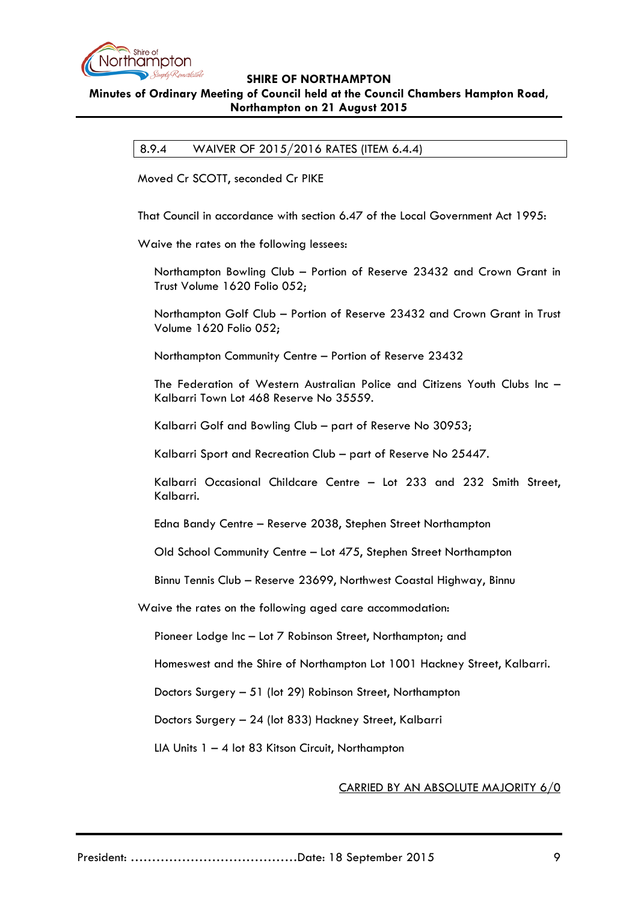### 8.9.4 WAIVER OF 2015/2016 RATES (ITEM 6.4.4)

Moved Cr SCOTT, seconded Cr PIKE

That Council in accordance with section 6.47 of the Local Government Act 1995:

Waive the rates on the following lessees:

Northampton Bowling Club – Portion of Reserve 23432 and Crown Grant in Trust Volume 1620 Folio 052;

Northampton Golf Club – Portion of Reserve 23432 and Crown Grant in Trust Volume 1620 Folio 052;

Northampton Community Centre – Portion of Reserve 23432

The Federation of Western Australian Police and Citizens Youth Clubs Inc – Kalbarri Town Lot 468 Reserve No 35559.

Kalbarri Golf and Bowling Club – part of Reserve No 30953;

Kalbarri Sport and Recreation Club – part of Reserve No 25447.

Kalbarri Occasional Childcare Centre – Lot 233 and 232 Smith Street, Kalbarri.

Edna Bandy Centre – Reserve 2038, Stephen Street Northampton

Old School Community Centre – Lot 475, Stephen Street Northampton

Binnu Tennis Club – Reserve 23699, Northwest Coastal Highway, Binnu

Waive the rates on the following aged care accommodation:

Pioneer Lodge Inc – Lot 7 Robinson Street, Northampton; and

Homeswest and the Shire of Northampton Lot 1001 Hackney Street, Kalbarri.

Doctors Surgery – 51 (lot 29) Robinson Street, Northampton

Doctors Surgery – 24 (lot 833) Hackney Street, Kalbarri

LIA Units 1 – 4 lot 83 Kitson Circuit, Northampton

<u>CARRIED BY AN ABSOLUTE MAJORITY 6/0</u>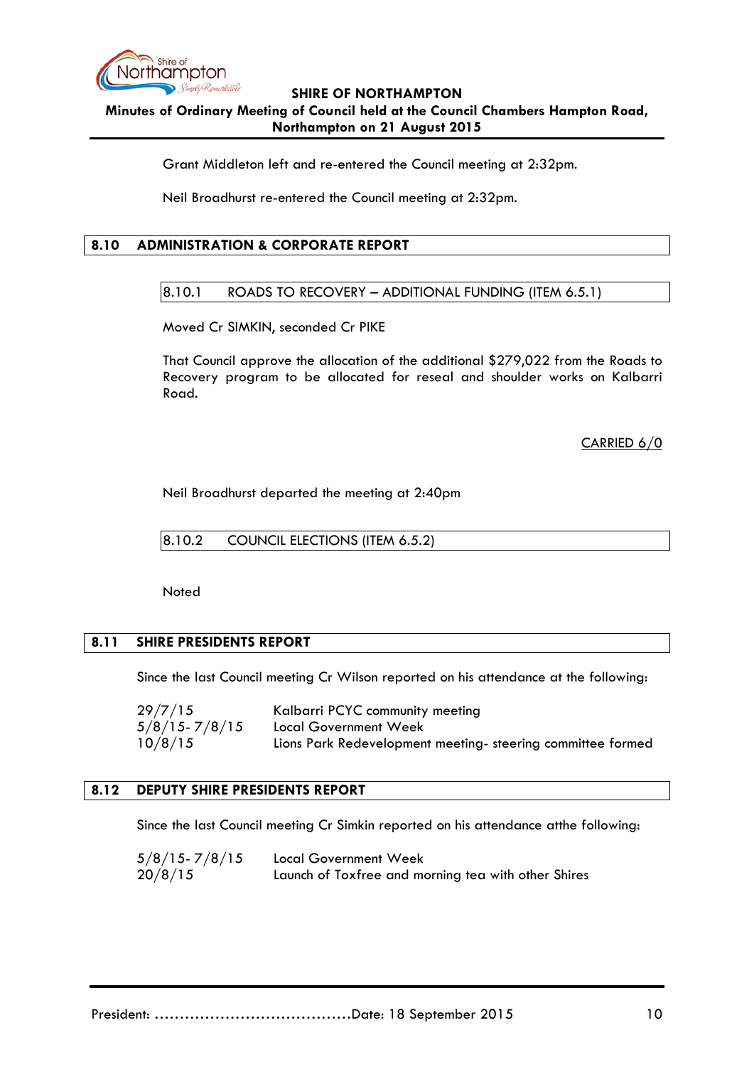Grant Middleton left and re-entered the Council meeting at 2:32pm.

Neil Broadhurst re-entered the Council meeting at 2:32pm.

## 8.10 ADMINISTRATION & CORPORATE REPORT

### 8.10.1 ROADS TO RECOVERY – ADDITIONAL FUNDING (ITEM 6.5.1)

Moved Cr SIMKIN, seconded Cr PIKE

That Council approve the allocation of the additional $279,022 from the Roads to Recovery program to be allocated for reseal and shoulder works on Kalbarri Road.

CARRIED 6/0

Neil Broadhurst departed the meeting at 2:40pm

### 8.10.2 COUNCIL ELECTIONS (ITEM 6.5.2)

Noted

## 8.11 SHIRE PRESIDENTS REPORT

Since the last Council meeting Cr Wilson reported on his attendance at the following:

| | |
|---|---|
| 29/7/15 | Kalbarri PCYC community meeting |
| 5/8/15- 7/8/15 | Local Government Week |
| 10/8/15 | Lions Park Redevelopment meeting- steering committee formed |

## 8.12 DEPUTY SHIRE PRESIDENTS REPORT

Since the last Council meeting Cr Simkin reported on his attendance atthe following:

| | |
|---|---|
| 5/8/15- 7/8/15 | Local Government Week |
| 20/8/15 | Launch of Toxfree and morning tea with other Shires |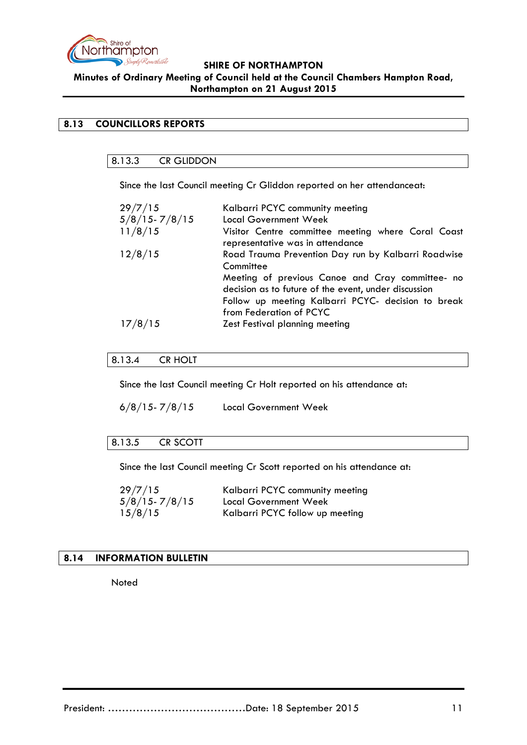## 8.13 COUNCILLORS REPORTS

### 8.13.3 CR GLIDDON

Since the last Council meeting Cr Gliddon reported on her attendanceat:

| | |
|---|---|
| 29/7/15 | Kalbarri PCYC community meeting |
| 5/8/15- 7/8/15 | Local Government Week |
| 11/8/15 | Visitor Centre committee meeting where Coral Coast representative was in attendance |
| 12/8/15 | Road Trauma Prevention Day run by Kalbarri Roadwise Committee |
| | Meeting of previous Canoe and Cray committee- no decision as to future of the event, under discussion |
| | Follow up meeting Kalbarri PCYC- decision to break from Federation of PCYC |
| 17/8/15 | Zest Festival planning meeting |

### 8.13.4 CR HOLT

Since the last Council meeting Cr Holt reported on his attendance at:

| | |
|---|---|
| 6/8/15- 7/8/15 | Local Government Week |

### 8.13.5 CR SCOTT

Since the last Council meeting Cr Scott reported on his attendance at:

| | |
|---|---|
| 29/7/15 | Kalbarri PCYC community meeting |
| 5/8/15- 7/8/15 | Local Government Week |
| 15/8/15 | Kalbarri PCYC follow up meeting |

## 8.14 INFORMATION BULLETIN

Noted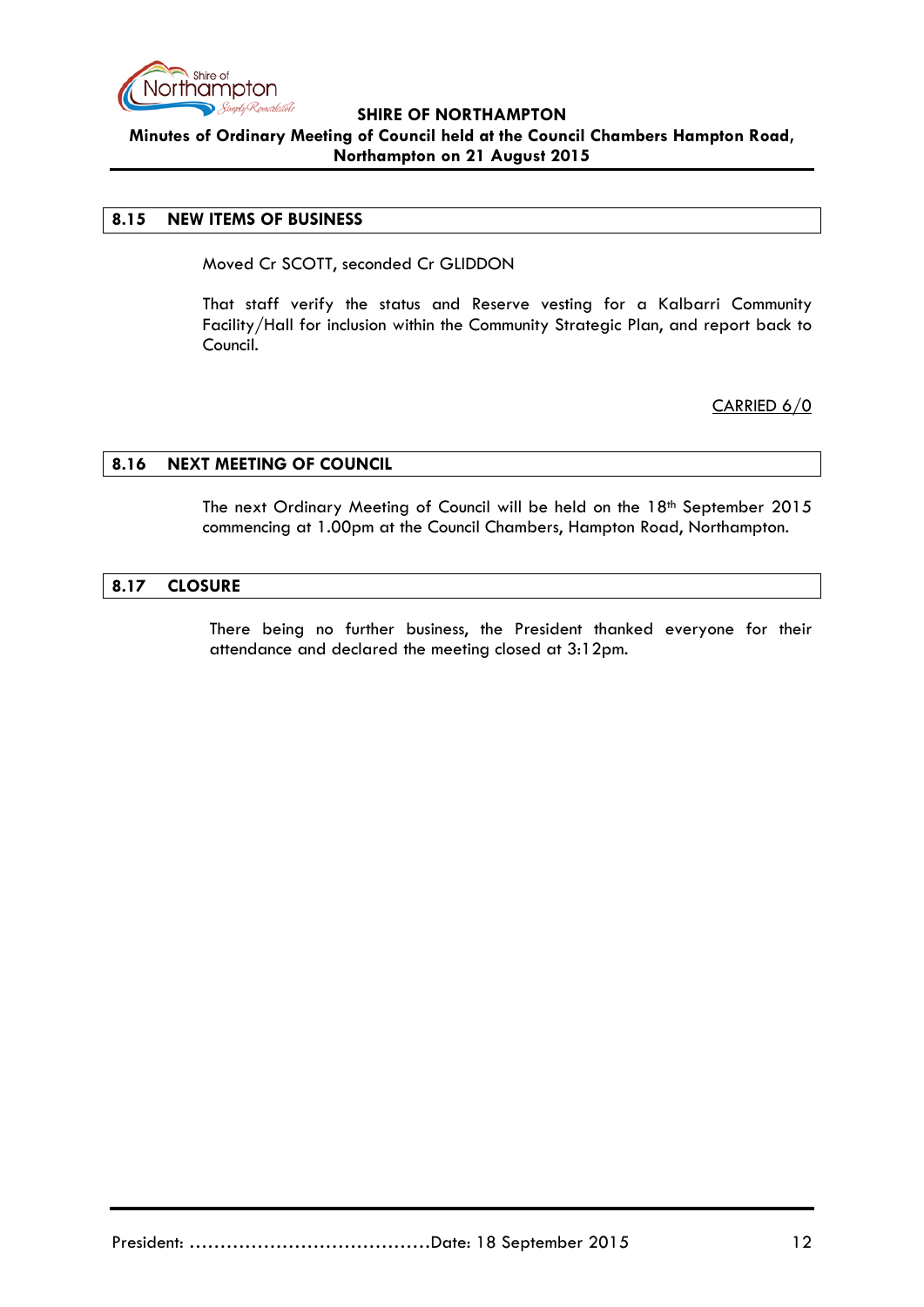## 8.15 NEW ITEMS OF BUSINESS

Moved Cr SCOTT, seconded Cr GLIDDON

That staff verify the status and Reserve vesting for a Kalbarri Community Facility/Hall for inclusion within the Community Strategic Plan, and report back to Council.

CARRIED 6/0

## 8.16 NEXT MEETING OF COUNCIL

The next Ordinary Meeting of Council will be held on the 18th September 2015 commencing at 1.00pm at the Council Chambers, Hampton Road, Northampton.

## 8.17 CLOSURE

There being no further business, the President thanked everyone for their attendance and declared the meeting closed at 3:12pm.